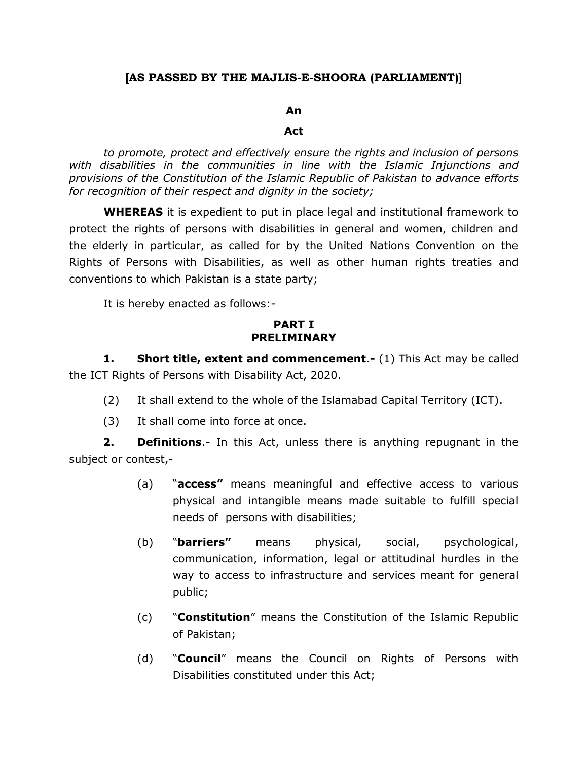**[AS PASSED BY THE MAJLIS-E-SHOORA (PARLIAMENT)]**

**An**

**Act**

*to promote, protect and effectively ensure the rights and inclusion of persons with disabilities in the communities in line with the Islamic Injunctions and provisions of the Constitution of the Islamic Republic of Pakistan to advance efforts for recognition of their respect and dignity in the society;*

**WHEREAS** it is expedient to put in place legal and institutional framework to protect the rights of persons with disabilities in general and women, children and the elderly in particular, as called for by the United Nations Convention on the Rights of Persons with Disabilities, as well as other human rights treaties and conventions to which Pakistan is a state party;

It is hereby enacted as follows:-

## PART I
## PRELIMINARY

**1. Short title, extent and commencement.-** (1) This Act may be called the ICT Rights of Persons with Disability Act, 2020.

(2) It shall extend to the whole of the Islamabad Capital Territory (ICT).

(3) It shall come into force at once.

**2. Definitions**.- In this Act, unless there is anything repugnant in the subject or contest,-

(a) "**access"** means meaningful and effective access to various physical and intangible means made suitable to fulfill special needs of persons with disabilities;

(b) "**barriers"** means physical, social, psychological, communication, information, legal or attitudinal hurdles in the way to access to infrastructure and services meant for general public;

(c) "**Constitution**" means the Constitution of the Islamic Republic of Pakistan;

(d) "**Council**" means the Council on Rights of Persons with Disabilities constituted under this Act;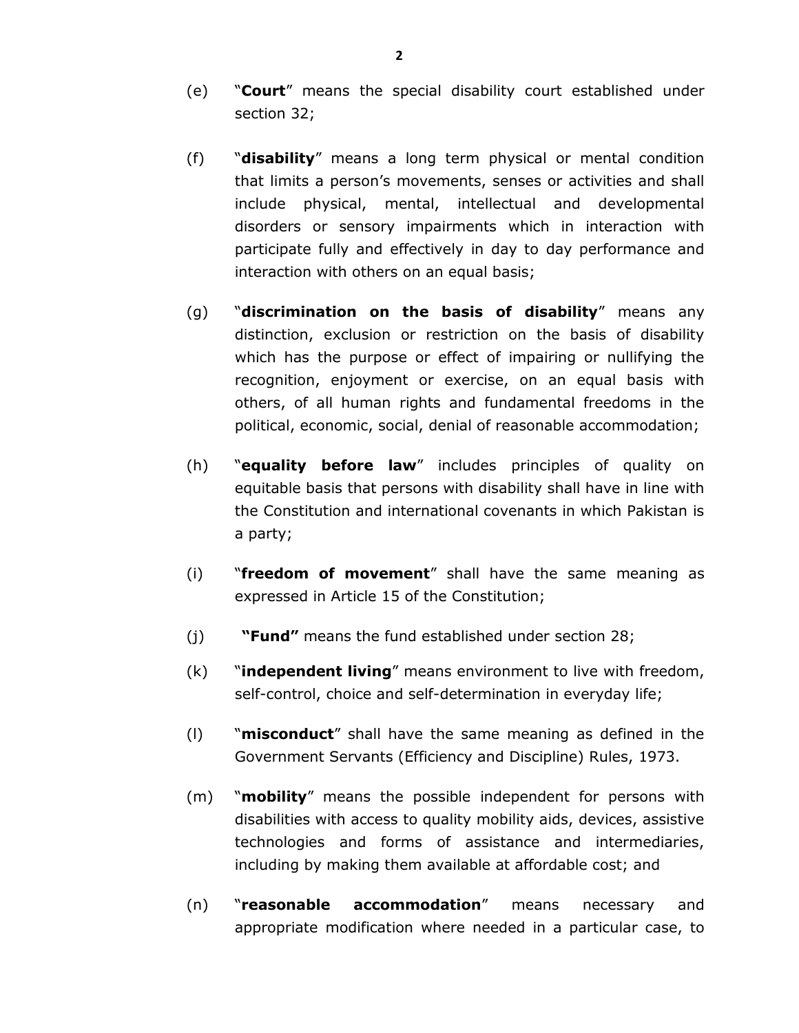(e) "**Court**" means the special disability court established under section 32;

(f) "**disability**" means a long term physical or mental condition that limits a person's movements, senses or activities and shall include physical, mental, intellectual and developmental disorders or sensory impairments which in interaction with participate fully and effectively in day to day performance and interaction with others on an equal basis;

(g) "**discrimination on the basis of disability**" means any distinction, exclusion or restriction on the basis of disability which has the purpose or effect of impairing or nullifying the recognition, enjoyment or exercise, on an equal basis with others, of all human rights and fundamental freedoms in the political, economic, social, denial of reasonable accommodation;

(h) "**equality before law**" includes principles of quality on equitable basis that persons with disability shall have in line with the Constitution and international covenants in which Pakistan is a party;

(i) "**freedom of movement**" shall have the same meaning as expressed in Article 15 of the Constitution;

(j) **"Fund"** means the fund established under section 28;

(k) "**independent living**" means environment to live with freedom, self-control, choice and self-determination in everyday life;

(l) "**misconduct**" shall have the same meaning as defined in the Government Servants (Efficiency and Discipline) Rules, 1973.

(m) "**mobility**" means the possible independent for persons with disabilities with access to quality mobility aids, devices, assistive technologies and forms of assistance and intermediaries, including by making them available at affordable cost; and

(n) "**reasonable accommodation**" means necessary and appropriate modification where needed in a particular case, to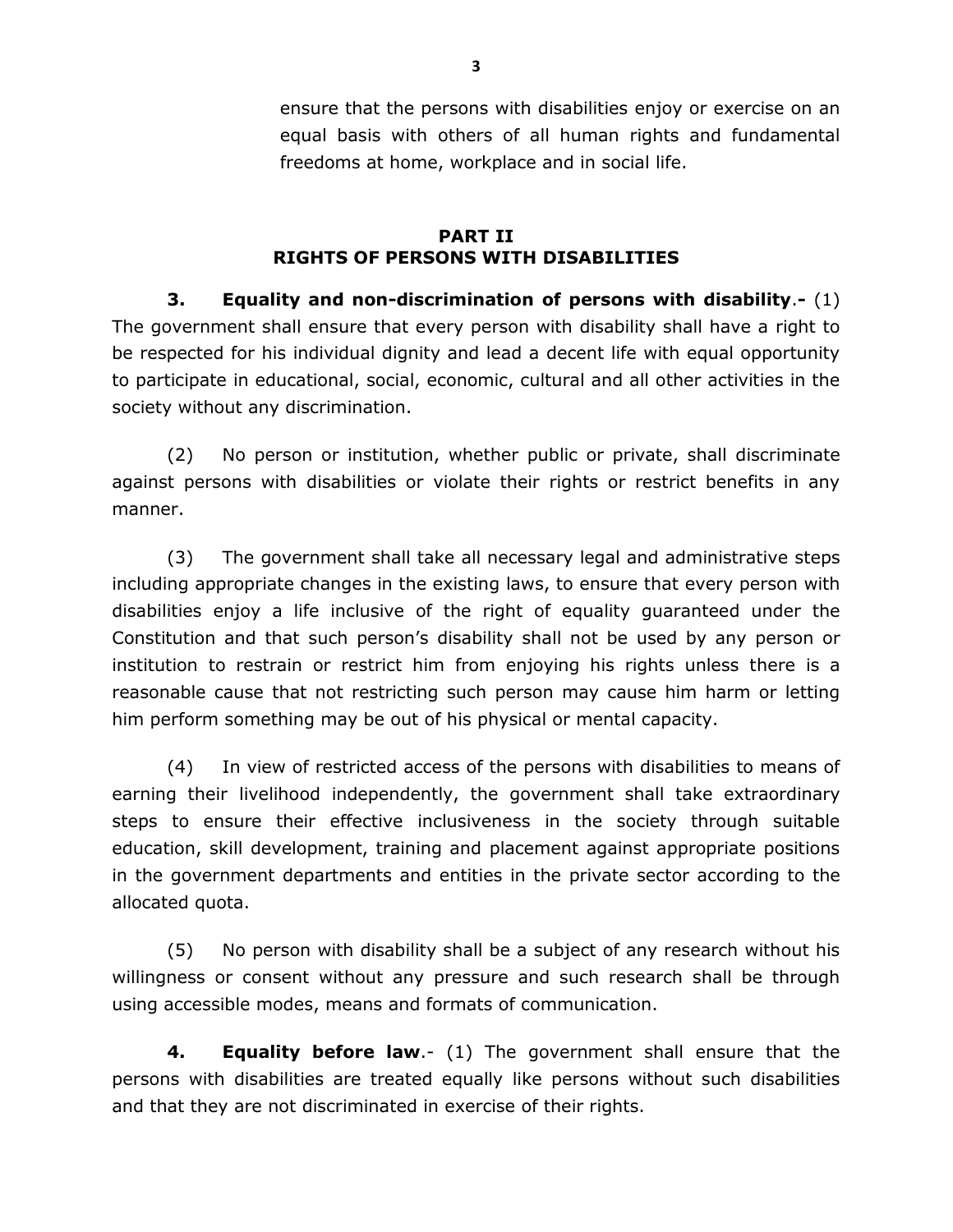ensure that the persons with disabilities enjoy or exercise on an equal basis with others of all human rights and fundamental freedoms at home, workplace and in social life.

## PART II
## RIGHTS OF PERSONS WITH DISABILITIES

**3. Equality and non-discrimination of persons with disability.-** (1) The government shall ensure that every person with disability shall have a right to be respected for his individual dignity and lead a decent life with equal opportunity to participate in educational, social, economic, cultural and all other activities in the society without any discrimination.

(2) No person or institution, whether public or private, shall discriminate against persons with disabilities or violate their rights or restrict benefits in any manner.

(3) The government shall take all necessary legal and administrative steps including appropriate changes in the existing laws, to ensure that every person with disabilities enjoy a life inclusive of the right of equality guaranteed under the Constitution and that such person's disability shall not be used by any person or institution to restrain or restrict him from enjoying his rights unless there is a reasonable cause that not restricting such person may cause him harm or letting him perform something may be out of his physical or mental capacity.

(4) In view of restricted access of the persons with disabilities to means of earning their livelihood independently, the government shall take extraordinary steps to ensure their effective inclusiveness in the society through suitable education, skill development, training and placement against appropriate positions in the government departments and entities in the private sector according to the allocated quota.

(5) No person with disability shall be a subject of any research without his willingness or consent without any pressure and such research shall be through using accessible modes, means and formats of communication.

**4. Equality before law.-** (1) The government shall ensure that the persons with disabilities are treated equally like persons without such disabilities and that they are not discriminated in exercise of their rights.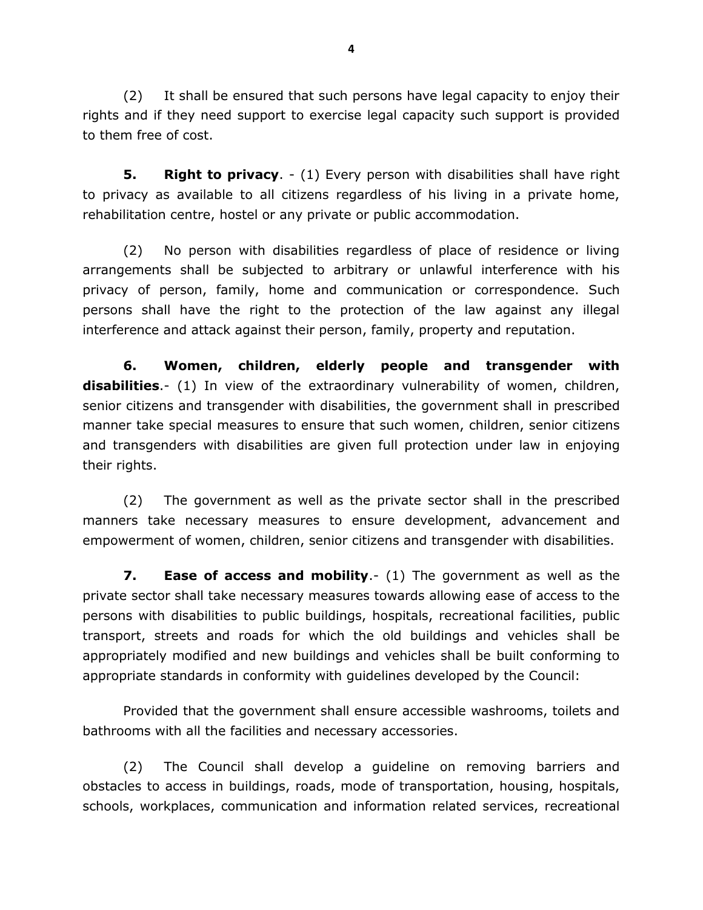(2) It shall be ensured that such persons have legal capacity to enjoy their rights and if they need support to exercise legal capacity such support is provided to them free of cost.

**5. Right to privacy**. - (1) Every person with disabilities shall have right to privacy as available to all citizens regardless of his living in a private home, rehabilitation centre, hostel or any private or public accommodation.

(2) No person with disabilities regardless of place of residence or living arrangements shall be subjected to arbitrary or unlawful interference with his privacy of person, family, home and communication or correspondence. Such persons shall have the right to the protection of the law against any illegal interference and attack against their person, family, property and reputation.

**6. Women, children, elderly people and transgender with disabilities**.- (1) In view of the extraordinary vulnerability of women, children, senior citizens and transgender with disabilities, the government shall in prescribed manner take special measures to ensure that such women, children, senior citizens and transgenders with disabilities are given full protection under law in enjoying their rights.

(2) The government as well as the private sector shall in the prescribed manners take necessary measures to ensure development, advancement and empowerment of women, children, senior citizens and transgender with disabilities.

**7. Ease of access and mobility**.- (1) The government as well as the private sector shall take necessary measures towards allowing ease of access to the persons with disabilities to public buildings, hospitals, recreational facilities, public transport, streets and roads for which the old buildings and vehicles shall be appropriately modified and new buildings and vehicles shall be built conforming to appropriate standards in conformity with guidelines developed by the Council:

Provided that the government shall ensure accessible washrooms, toilets and bathrooms with all the facilities and necessary accessories.

(2) The Council shall develop a guideline on removing barriers and obstacles to access in buildings, roads, mode of transportation, housing, hospitals, schools, workplaces, communication and information related services, recreational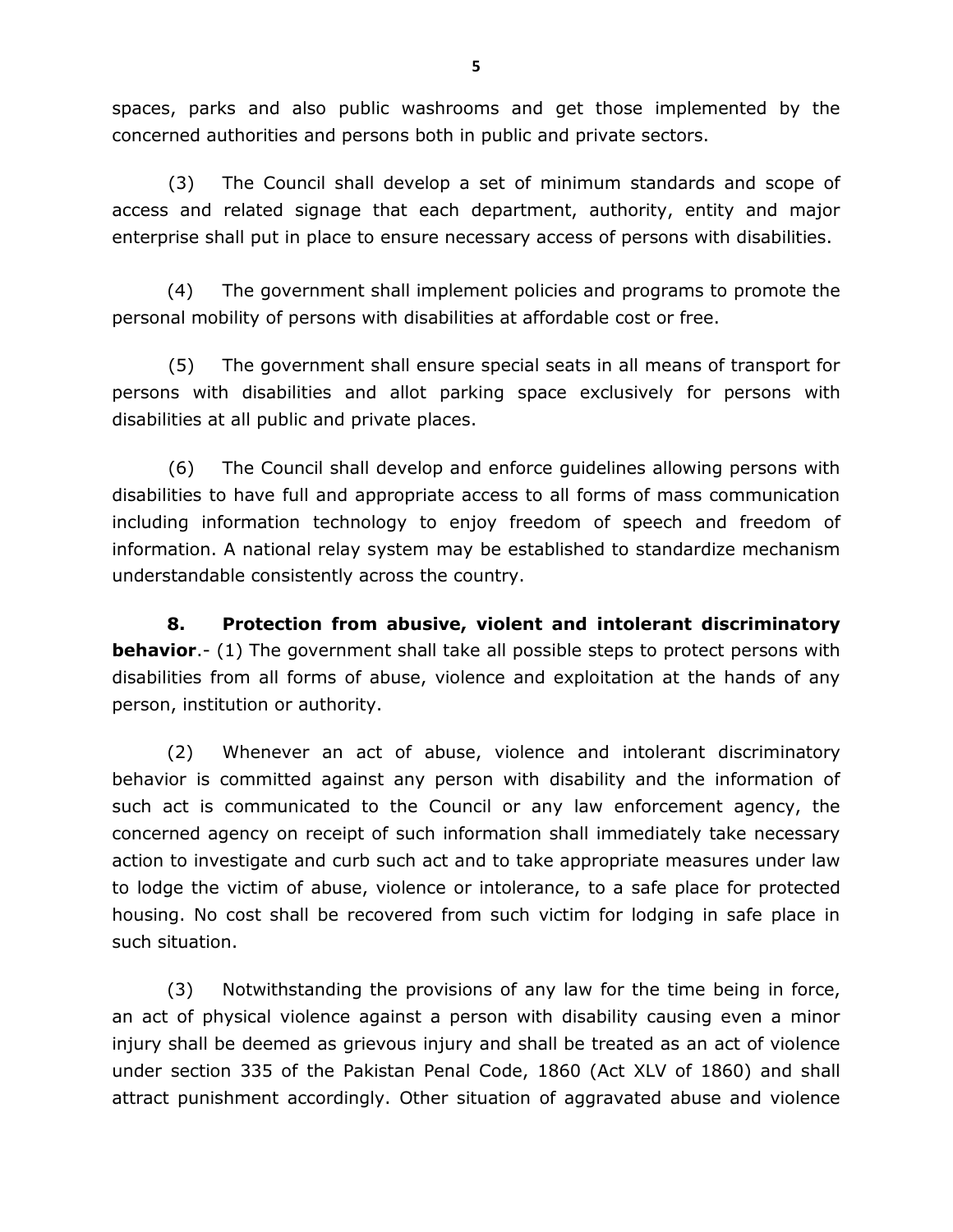spaces, parks and also public washrooms and get those implemented by the concerned authorities and persons both in public and private sectors.

(3) The Council shall develop a set of minimum standards and scope of access and related signage that each department, authority, entity and major enterprise shall put in place to ensure necessary access of persons with disabilities.

(4) The government shall implement policies and programs to promote the personal mobility of persons with disabilities at affordable cost or free.

(5) The government shall ensure special seats in all means of transport for persons with disabilities and allot parking space exclusively for persons with disabilities at all public and private places.

(6) The Council shall develop and enforce guidelines allowing persons with disabilities to have full and appropriate access to all forms of mass communication including information technology to enjoy freedom of speech and freedom of information. A national relay system may be established to standardize mechanism understandable consistently across the country.

**8. Protection from abusive, violent and intolerant discriminatory behavior**.- (1) The government shall take all possible steps to protect persons with disabilities from all forms of abuse, violence and exploitation at the hands of any person, institution or authority.

(2) Whenever an act of abuse, violence and intolerant discriminatory behavior is committed against any person with disability and the information of such act is communicated to the Council or any law enforcement agency, the concerned agency on receipt of such information shall immediately take necessary action to investigate and curb such act and to take appropriate measures under law to lodge the victim of abuse, violence or intolerance, to a safe place for protected housing. No cost shall be recovered from such victim for lodging in safe place in such situation.

(3) Notwithstanding the provisions of any law for the time being in force, an act of physical violence against a person with disability causing even a minor injury shall be deemed as grievous injury and shall be treated as an act of violence under section 335 of the Pakistan Penal Code, 1860 (Act XLV of 1860) and shall attract punishment accordingly. Other situation of aggravated abuse and violence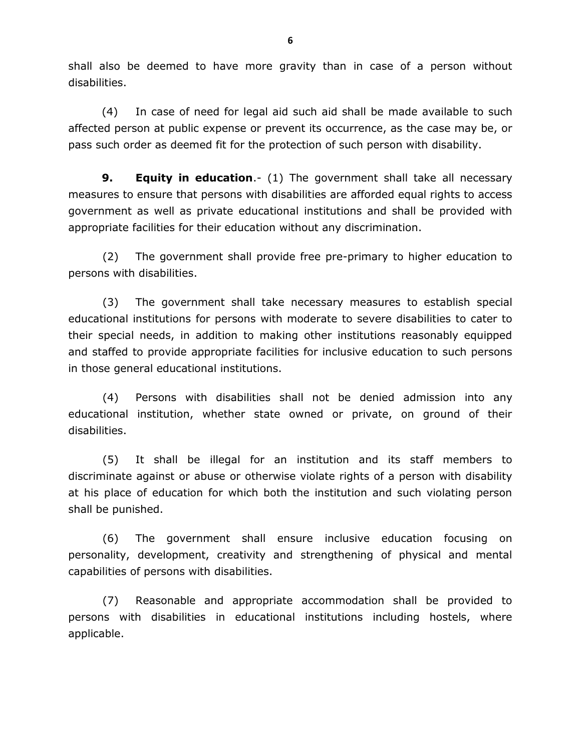shall also be deemed to have more gravity than in case of a person without disabilities.

(4) In case of need for legal aid such aid shall be made available to such affected person at public expense or prevent its occurrence, as the case may be, or pass such order as deemed fit for the protection of such person with disability.

**9. Equity in education**.- (1) The government shall take all necessary measures to ensure that persons with disabilities are afforded equal rights to access government as well as private educational institutions and shall be provided with appropriate facilities for their education without any discrimination.

(2) The government shall provide free pre-primary to higher education to persons with disabilities.

(3) The government shall take necessary measures to establish special educational institutions for persons with moderate to severe disabilities to cater to their special needs, in addition to making other institutions reasonably equipped and staffed to provide appropriate facilities for inclusive education to such persons in those general educational institutions.

(4) Persons with disabilities shall not be denied admission into any educational institution, whether state owned or private, on ground of their disabilities.

(5) It shall be illegal for an institution and its staff members to discriminate against or abuse or otherwise violate rights of a person with disability at his place of education for which both the institution and such violating person shall be punished.

(6) The government shall ensure inclusive education focusing on personality, development, creativity and strengthening of physical and mental capabilities of persons with disabilities.

(7) Reasonable and appropriate accommodation shall be provided to persons with disabilities in educational institutions including hostels, where applicable.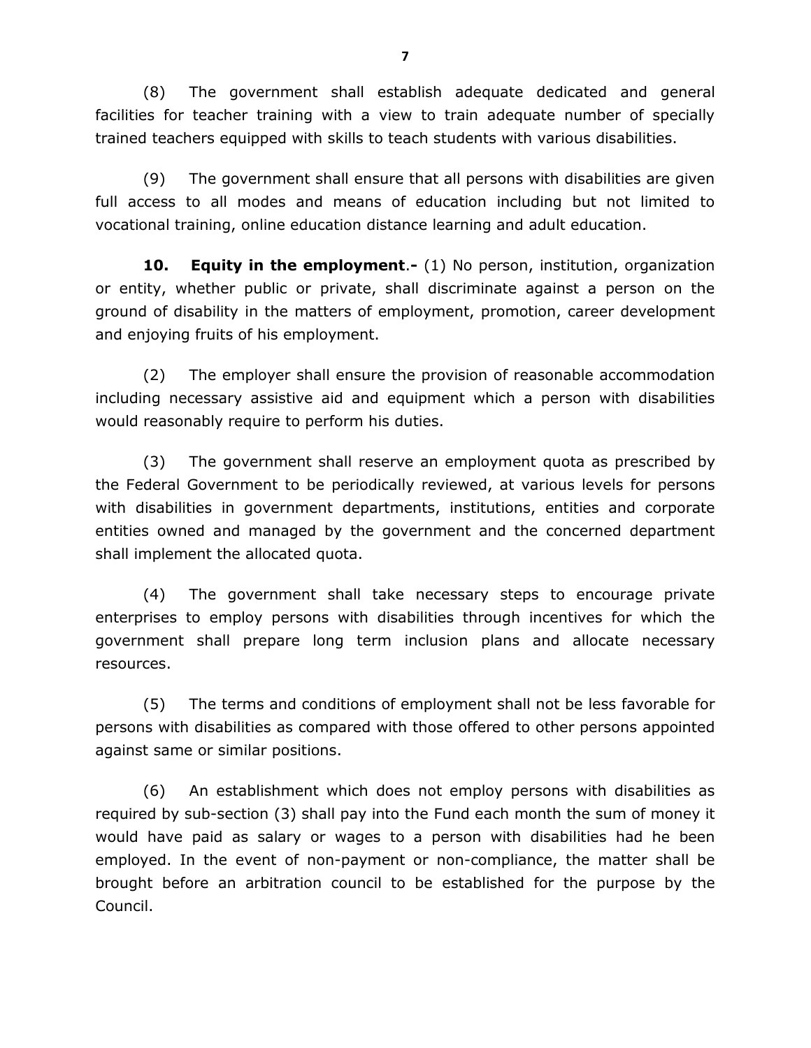(8) The government shall establish adequate dedicated and general facilities for teacher training with a view to train adequate number of specially trained teachers equipped with skills to teach students with various disabilities.

(9) The government shall ensure that all persons with disabilities are given full access to all modes and means of education including but not limited to vocational training, online education distance learning and adult education.

**10. Equity in the employment.-** (1) No person, institution, organization or entity, whether public or private, shall discriminate against a person on the ground of disability in the matters of employment, promotion, career development and enjoying fruits of his employment.

(2) The employer shall ensure the provision of reasonable accommodation including necessary assistive aid and equipment which a person with disabilities would reasonably require to perform his duties.

(3) The government shall reserve an employment quota as prescribed by the Federal Government to be periodically reviewed, at various levels for persons with disabilities in government departments, institutions, entities and corporate entities owned and managed by the government and the concerned department shall implement the allocated quota.

(4) The government shall take necessary steps to encourage private enterprises to employ persons with disabilities through incentives for which the government shall prepare long term inclusion plans and allocate necessary resources.

(5) The terms and conditions of employment shall not be less favorable for persons with disabilities as compared with those offered to other persons appointed against same or similar positions.

(6) An establishment which does not employ persons with disabilities as required by sub-section (3) shall pay into the Fund each month the sum of money it would have paid as salary or wages to a person with disabilities had he been employed. In the event of non-payment or non-compliance, the matter shall be brought before an arbitration council to be established for the purpose by the Council.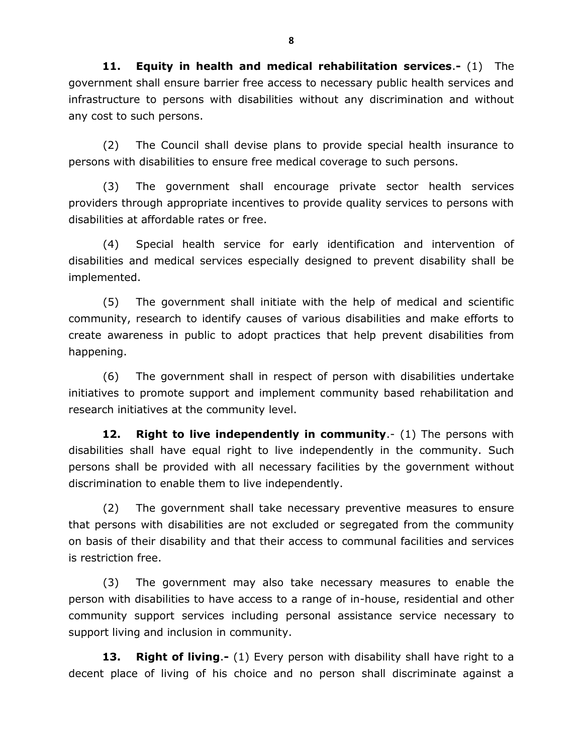**11. Equity in health and medical rehabilitation services.-** (1) The government shall ensure barrier free access to necessary public health services and infrastructure to persons with disabilities without any discrimination and without any cost to such persons.

(2) The Council shall devise plans to provide special health insurance to persons with disabilities to ensure free medical coverage to such persons.

(3) The government shall encourage private sector health services providers through appropriate incentives to provide quality services to persons with disabilities at affordable rates or free.

(4) Special health service for early identification and intervention of disabilities and medical services especially designed to prevent disability shall be implemented.

(5) The government shall initiate with the help of medical and scientific community, research to identify causes of various disabilities and make efforts to create awareness in public to adopt practices that help prevent disabilities from happening.

(6) The government shall in respect of person with disabilities undertake initiatives to promote support and implement community based rehabilitation and research initiatives at the community level.

**12. Right to live independently in community.-** (1) The persons with disabilities shall have equal right to live independently in the community. Such persons shall be provided with all necessary facilities by the government without discrimination to enable them to live independently.

(2) The government shall take necessary preventive measures to ensure that persons with disabilities are not excluded or segregated from the community on basis of their disability and that their access to communal facilities and services is restriction free.

(3) The government may also take necessary measures to enable the person with disabilities to have access to a range of in-house, residential and other community support services including personal assistance service necessary to support living and inclusion in community.

**13. Right of living.-** (1) Every person with disability shall have right to a decent place of living of his choice and no person shall discriminate against a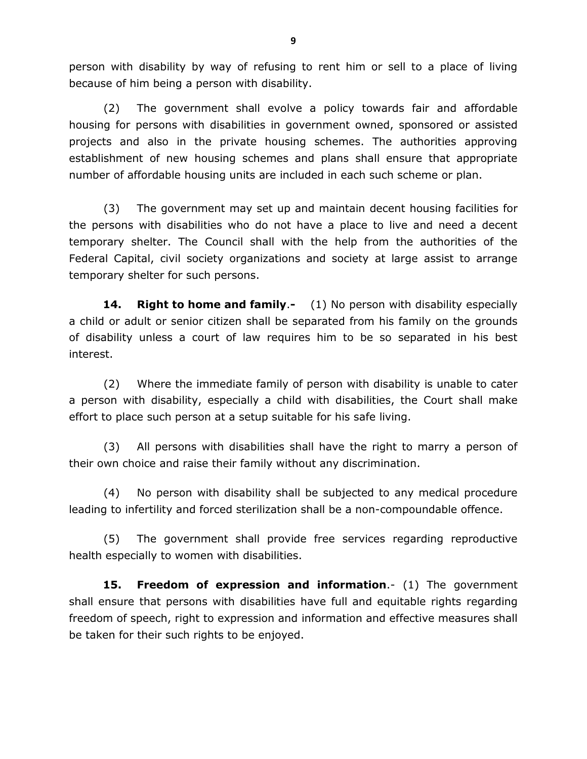person with disability by way of refusing to rent him or sell to a place of living because of him being a person with disability.

(2) The government shall evolve a policy towards fair and affordable housing for persons with disabilities in government owned, sponsored or assisted projects and also in the private housing schemes. The authorities approving establishment of new housing schemes and plans shall ensure that appropriate number of affordable housing units are included in each such scheme or plan.

(3) The government may set up and maintain decent housing facilities for the persons with disabilities who do not have a place to live and need a decent temporary shelter. The Council shall with the help from the authorities of the Federal Capital, civil society organizations and society at large assist to arrange temporary shelter for such persons.

**14. Right to home and family.-** (1) No person with disability especially a child or adult or senior citizen shall be separated from his family on the grounds of disability unless a court of law requires him to be so separated in his best interest.

(2) Where the immediate family of person with disability is unable to cater a person with disability, especially a child with disabilities, the Court shall make effort to place such person at a setup suitable for his safe living.

(3) All persons with disabilities shall have the right to marry a person of their own choice and raise their family without any discrimination.

(4) No person with disability shall be subjected to any medical procedure leading to infertility and forced sterilization shall be a non-compoundable offence.

(5) The government shall provide free services regarding reproductive health especially to women with disabilities.

**15. Freedom of expression and information.-** (1) The government shall ensure that persons with disabilities have full and equitable rights regarding freedom of speech, right to expression and information and effective measures shall be taken for their such rights to be enjoyed.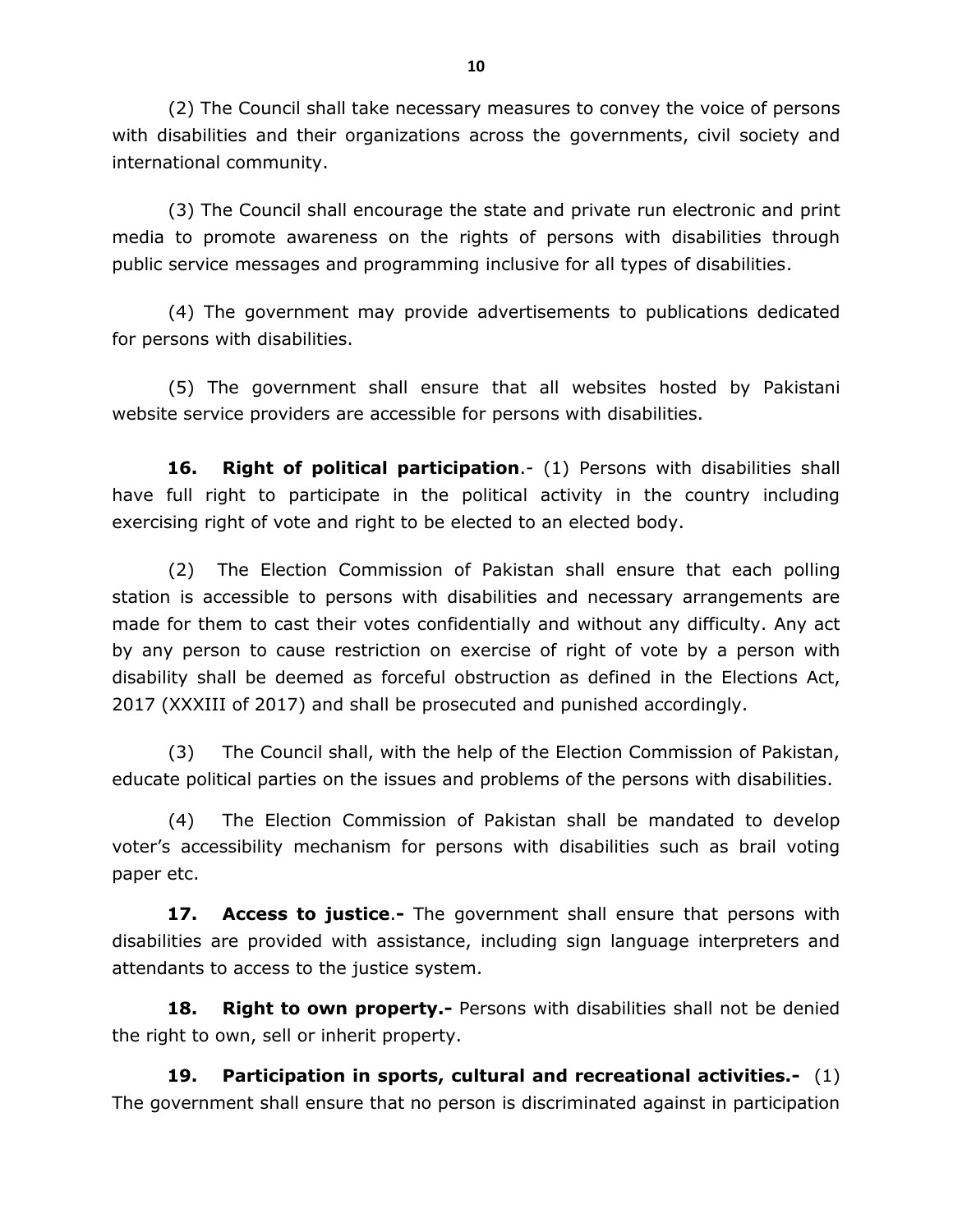(2) The Council shall take necessary measures to convey the voice of persons with disabilities and their organizations across the governments, civil society and international community.

(3) The Council shall encourage the state and private run electronic and print media to promote awareness on the rights of persons with disabilities through public service messages and programming inclusive for all types of disabilities.

(4) The government may provide advertisements to publications dedicated for persons with disabilities.

(5) The government shall ensure that all websites hosted by Pakistani website service providers are accessible for persons with disabilities.

**16. Right of political participation**.- (1) Persons with disabilities shall have full right to participate in the political activity in the country including exercising right of vote and right to be elected to an elected body.

(2) The Election Commission of Pakistan shall ensure that each polling station is accessible to persons with disabilities and necessary arrangements are made for them to cast their votes confidentially and without any difficulty. Any act by any person to cause restriction on exercise of right of vote by a person with disability shall be deemed as forceful obstruction as defined in the Elections Act, 2017 (XXXIII of 2017) and shall be prosecuted and punished accordingly.

(3) The Council shall, with the help of the Election Commission of Pakistan, educate political parties on the issues and problems of the persons with disabilities.

(4) The Election Commission of Pakistan shall be mandated to develop voter's accessibility mechanism for persons with disabilities such as brail voting paper etc.

**17. Access to justice.-** The government shall ensure that persons with disabilities are provided with assistance, including sign language interpreters and attendants to access to the justice system.

**18. Right to own property.-** Persons with disabilities shall not be denied the right to own, sell or inherit property.

**19. Participation in sports, cultural and recreational activities.-** (1) The government shall ensure that no person is discriminated against in participation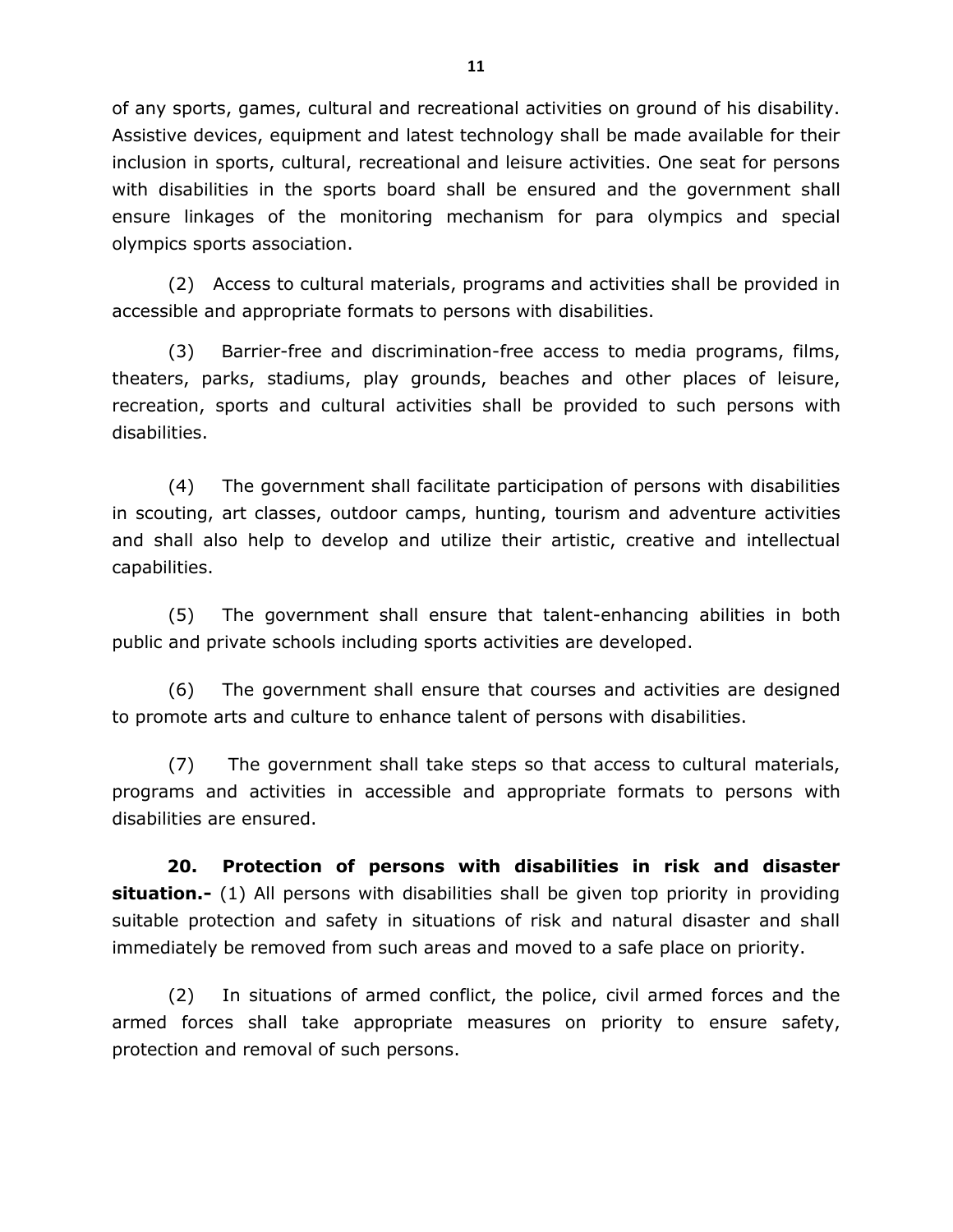of any sports, games, cultural and recreational activities on ground of his disability. Assistive devices, equipment and latest technology shall be made available for their inclusion in sports, cultural, recreational and leisure activities. One seat for persons with disabilities in the sports board shall be ensured and the government shall ensure linkages of the monitoring mechanism for para olympics and special olympics sports association.

(2) Access to cultural materials, programs and activities shall be provided in accessible and appropriate formats to persons with disabilities.

(3) Barrier-free and discrimination-free access to media programs, films, theaters, parks, stadiums, play grounds, beaches and other places of leisure, recreation, sports and cultural activities shall be provided to such persons with disabilities.

(4) The government shall facilitate participation of persons with disabilities in scouting, art classes, outdoor camps, hunting, tourism and adventure activities and shall also help to develop and utilize their artistic, creative and intellectual capabilities.

(5) The government shall ensure that talent-enhancing abilities in both public and private schools including sports activities are developed.

(6) The government shall ensure that courses and activities are designed to promote arts and culture to enhance talent of persons with disabilities.

(7) The government shall take steps so that access to cultural materials, programs and activities in accessible and appropriate formats to persons with disabilities are ensured.

**20. Protection of persons with disabilities in risk and disaster situation.-** (1) All persons with disabilities shall be given top priority in providing suitable protection and safety in situations of risk and natural disaster and shall immediately be removed from such areas and moved to a safe place on priority.

(2) In situations of armed conflict, the police, civil armed forces and the armed forces shall take appropriate measures on priority to ensure safety, protection and removal of such persons.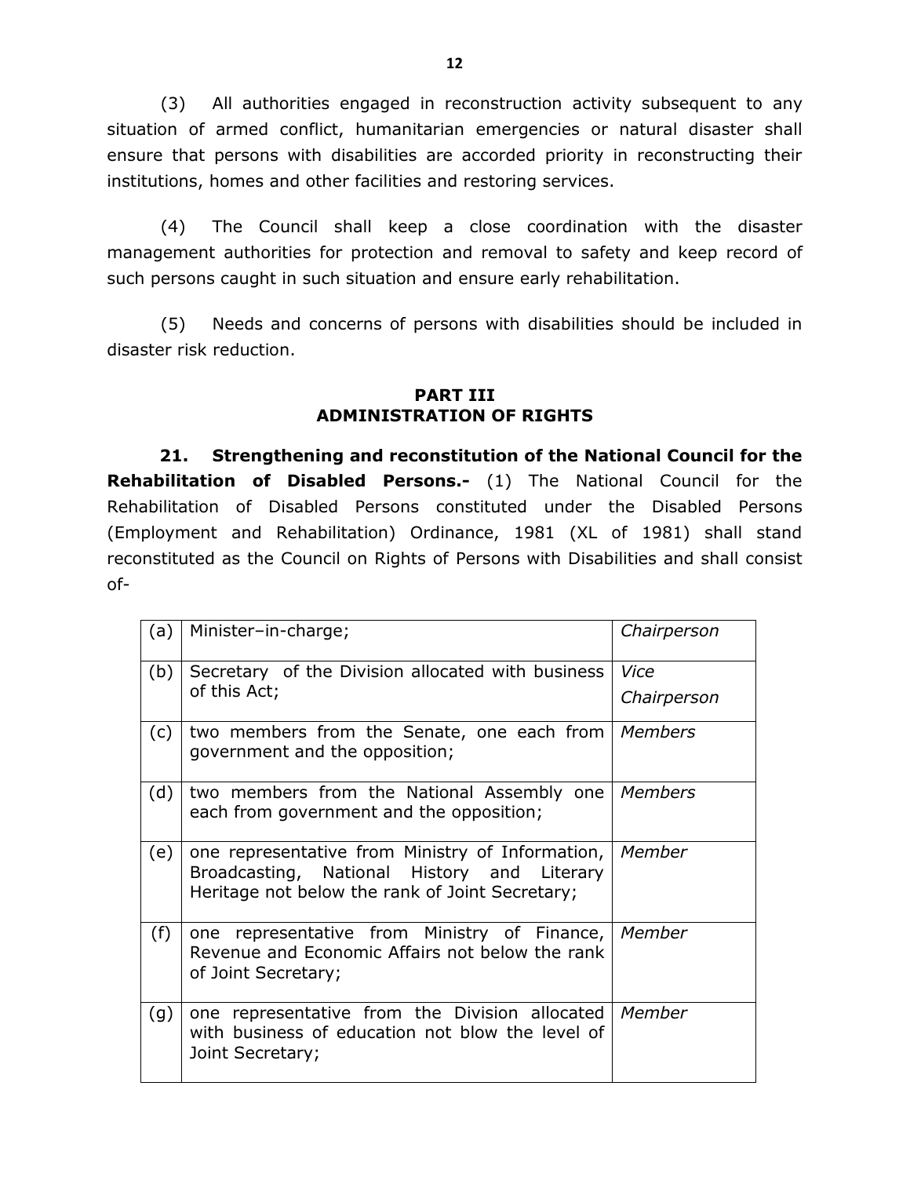(3) All authorities engaged in reconstruction activity subsequent to any situation of armed conflict, humanitarian emergencies or natural disaster shall ensure that persons with disabilities are accorded priority in reconstructing their institutions, homes and other facilities and restoring services.

(4) The Council shall keep a close coordination with the disaster management authorities for protection and removal to safety and keep record of such persons caught in such situation and ensure early rehabilitation.

(5) Needs and concerns of persons with disabilities should be included in disaster risk reduction.

## PART III
## ADMINISTRATION OF RIGHTS

**21. Strengthening and reconstitution of the National Council for the Rehabilitation of Disabled Persons.-** (1) The National Council for the Rehabilitation of Disabled Persons constituted under the Disabled Persons (Employment and Rehabilitation) Ordinance, 1981 (XL of 1981) shall stand reconstituted as the Council on Rights of Persons with Disabilities and shall consist of-

| | | |
|---|---|---|
| (a) | Minister–in-charge; | *Chairperson* |
| (b) | Secretary of the Division allocated with business of this Act; | *Vice Chairperson* |
| (c) | two members from the Senate, one each from government and the opposition; | *Members* |
| (d) | two members from the National Assembly one each from government and the opposition; | *Members* |
| (e) | one representative from Ministry of Information, Broadcasting, National History and Literary Heritage not below the rank of Joint Secretary; | *Member* |
| (f) | one representative from Ministry of Finance, Revenue and Economic Affairs not below the rank of Joint Secretary; | *Member* |
| (g) | one representative from the Division allocated with business of education not blow the level of Joint Secretary; | *Member* |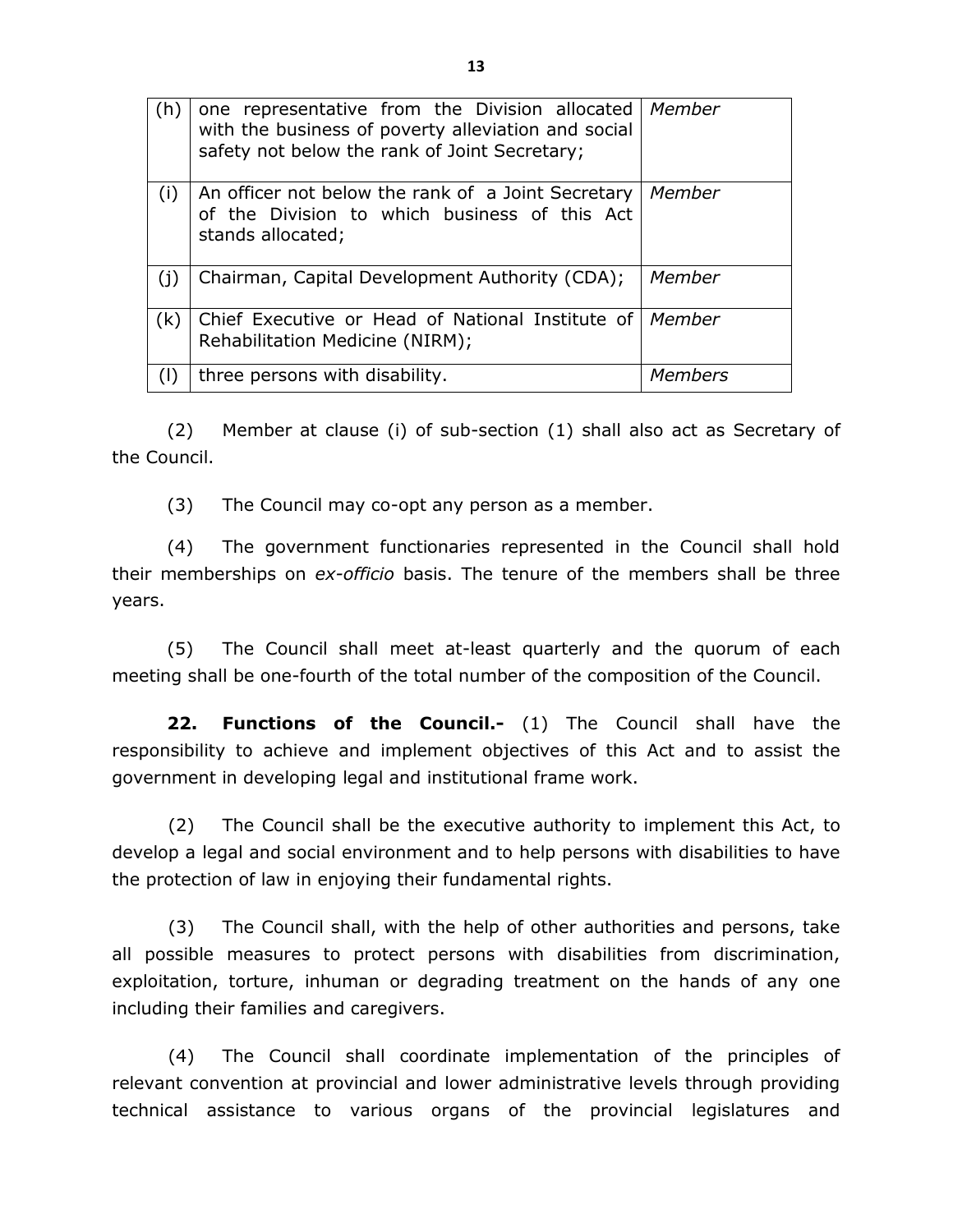| | | |
|---|---|---|
| (h) | one representative from the Division allocated with the business of poverty alleviation and social safety not below the rank of Joint Secretary; | *Member* |
| (i) | An officer not below the rank of a Joint Secretary of the Division to which business of this Act stands allocated; | *Member* |
| (j) | Chairman, Capital Development Authority (CDA); | *Member* |
| (k) | Chief Executive or Head of National Institute of Rehabilitation Medicine (NIRM); | *Member* |
| (l) | three persons with disability. | *Members* |

(2) Member at clause (i) of sub-section (1) shall also act as Secretary of the Council.

(3) The Council may co-opt any person as a member.

(4) The government functionaries represented in the Council shall hold their memberships on *ex-officio* basis. The tenure of the members shall be three years.

(5) The Council shall meet at-least quarterly and the quorum of each meeting shall be one-fourth of the total number of the composition of the Council.

**22. Functions of the Council.-** (1) The Council shall have the responsibility to achieve and implement objectives of this Act and to assist the government in developing legal and institutional frame work.

(2) The Council shall be the executive authority to implement this Act, to develop a legal and social environment and to help persons with disabilities to have the protection of law in enjoying their fundamental rights.

(3) The Council shall, with the help of other authorities and persons, take all possible measures to protect persons with disabilities from discrimination, exploitation, torture, inhuman or degrading treatment on the hands of any one including their families and caregivers.

(4) The Council shall coordinate implementation of the principles of relevant convention at provincial and lower administrative levels through providing technical assistance to various organs of the provincial legislatures and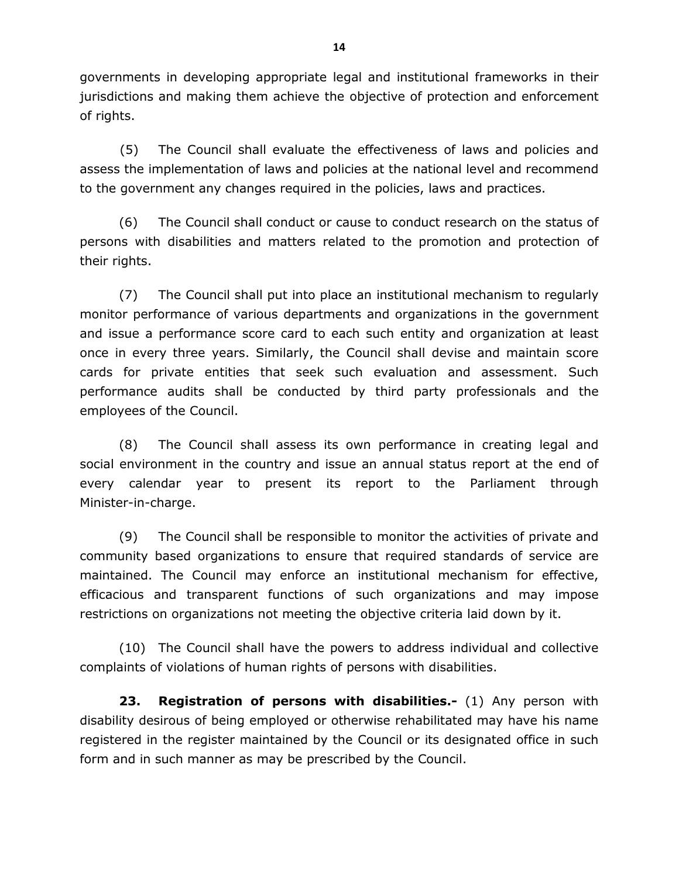governments in developing appropriate legal and institutional frameworks in their jurisdictions and making them achieve the objective of protection and enforcement of rights.

(5) The Council shall evaluate the effectiveness of laws and policies and assess the implementation of laws and policies at the national level and recommend to the government any changes required in the policies, laws and practices.

(6) The Council shall conduct or cause to conduct research on the status of persons with disabilities and matters related to the promotion and protection of their rights.

(7) The Council shall put into place an institutional mechanism to regularly monitor performance of various departments and organizations in the government and issue a performance score card to each such entity and organization at least once in every three years. Similarly, the Council shall devise and maintain score cards for private entities that seek such evaluation and assessment. Such performance audits shall be conducted by third party professionals and the employees of the Council.

(8) The Council shall assess its own performance in creating legal and social environment in the country and issue an annual status report at the end of every calendar year to present its report to the Parliament through Minister-in-charge.

(9) The Council shall be responsible to monitor the activities of private and community based organizations to ensure that required standards of service are maintained. The Council may enforce an institutional mechanism for effective, efficacious and transparent functions of such organizations and may impose restrictions on organizations not meeting the objective criteria laid down by it.

(10) The Council shall have the powers to address individual and collective complaints of violations of human rights of persons with disabilities.

**23. Registration of persons with disabilities.-** (1) Any person with disability desirous of being employed or otherwise rehabilitated may have his name registered in the register maintained by the Council or its designated office in such form and in such manner as may be prescribed by the Council.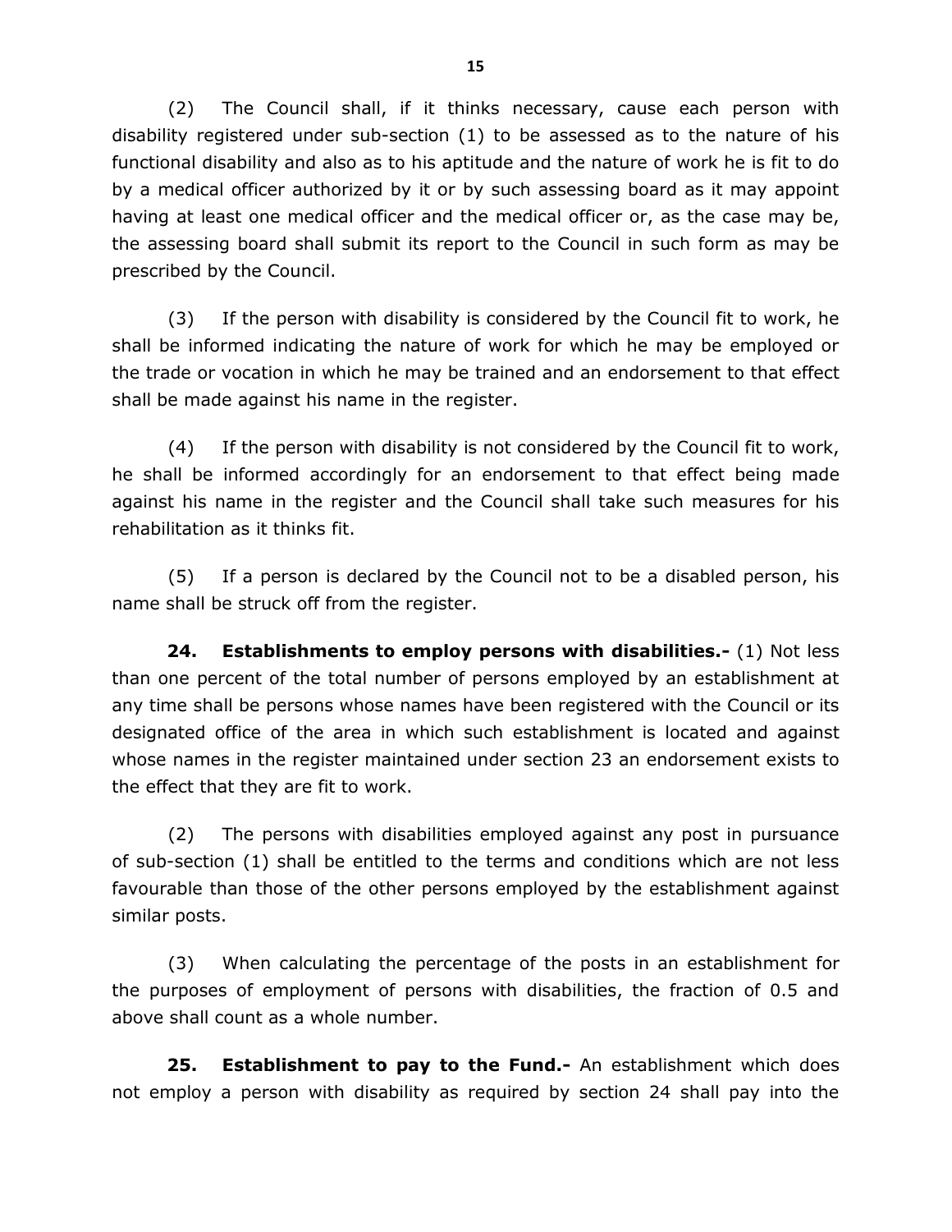(2) The Council shall, if it thinks necessary, cause each person with disability registered under sub-section (1) to be assessed as to the nature of his functional disability and also as to his aptitude and the nature of work he is fit to do by a medical officer authorized by it or by such assessing board as it may appoint having at least one medical officer and the medical officer or, as the case may be, the assessing board shall submit its report to the Council in such form as may be prescribed by the Council.

(3) If the person with disability is considered by the Council fit to work, he shall be informed indicating the nature of work for which he may be employed or the trade or vocation in which he may be trained and an endorsement to that effect shall be made against his name in the register.

(4) If the person with disability is not considered by the Council fit to work, he shall be informed accordingly for an endorsement to that effect being made against his name in the register and the Council shall take such measures for his rehabilitation as it thinks fit.

(5) If a person is declared by the Council not to be a disabled person, his name shall be struck off from the register.

**24. Establishments to employ persons with disabilities.-** (1) Not less than one percent of the total number of persons employed by an establishment at any time shall be persons whose names have been registered with the Council or its designated office of the area in which such establishment is located and against whose names in the register maintained under section 23 an endorsement exists to the effect that they are fit to work.

(2) The persons with disabilities employed against any post in pursuance of sub-section (1) shall be entitled to the terms and conditions which are not less favourable than those of the other persons employed by the establishment against similar posts.

(3) When calculating the percentage of the posts in an establishment for the purposes of employment of persons with disabilities, the fraction of 0.5 and above shall count as a whole number.

**25. Establishment to pay to the Fund.-** An establishment which does not employ a person with disability as required by section 24 shall pay into the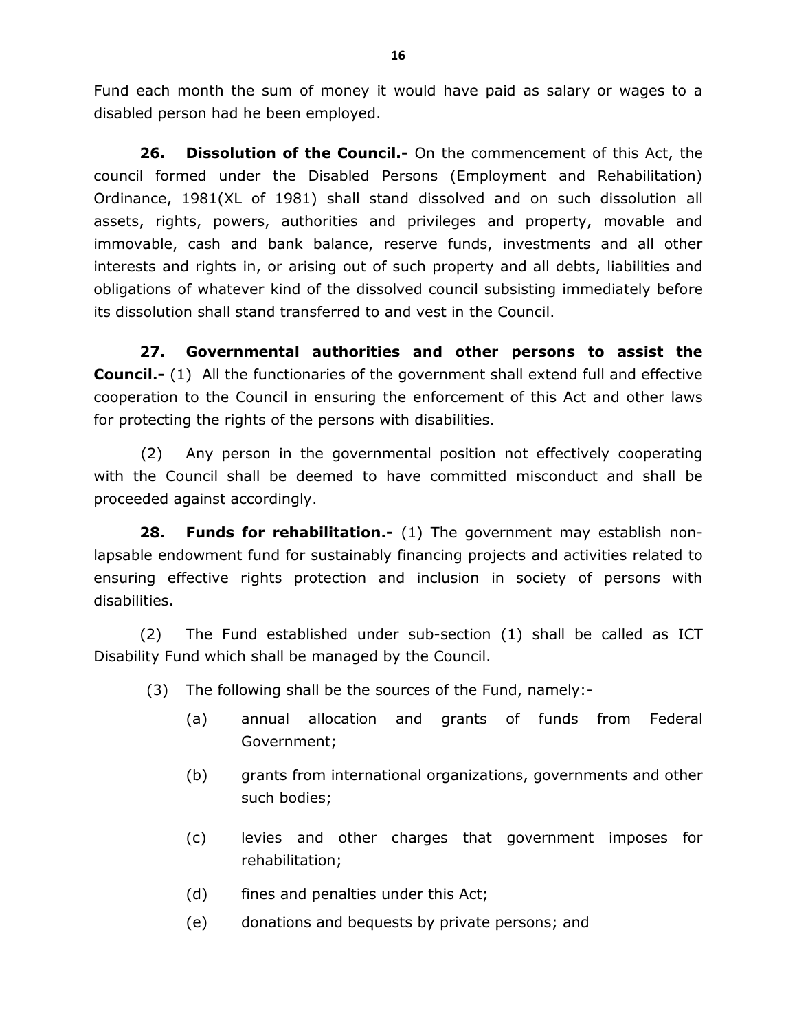Fund each month the sum of money it would have paid as salary or wages to a disabled person had he been employed.

**26. Dissolution of the Council.-** On the commencement of this Act, the council formed under the Disabled Persons (Employment and Rehabilitation) Ordinance, 1981(XL of 1981) shall stand dissolved and on such dissolution all assets, rights, powers, authorities and privileges and property, movable and immovable, cash and bank balance, reserve funds, investments and all other interests and rights in, or arising out of such property and all debts, liabilities and obligations of whatever kind of the dissolved council subsisting immediately before its dissolution shall stand transferred to and vest in the Council.

**27. Governmental authorities and other persons to assist the Council.-** (1) All the functionaries of the government shall extend full and effective cooperation to the Council in ensuring the enforcement of this Act and other laws for protecting the rights of the persons with disabilities.

(2) Any person in the governmental position not effectively cooperating with the Council shall be deemed to have committed misconduct and shall be proceeded against accordingly.

**28. Funds for rehabilitation.-** (1) The government may establish non-lapsable endowment fund for sustainably financing projects and activities related to ensuring effective rights protection and inclusion in society of persons with disabilities.

(2) The Fund established under sub-section (1) shall be called as ICT Disability Fund which shall be managed by the Council.

(3) The following shall be the sources of the Fund, namely:-

(a) annual allocation and grants of funds from Federal Government;

(b) grants from international organizations, governments and other such bodies;

(c) levies and other charges that government imposes for rehabilitation;

(d) fines and penalties under this Act;

(e) donations and bequests by private persons; and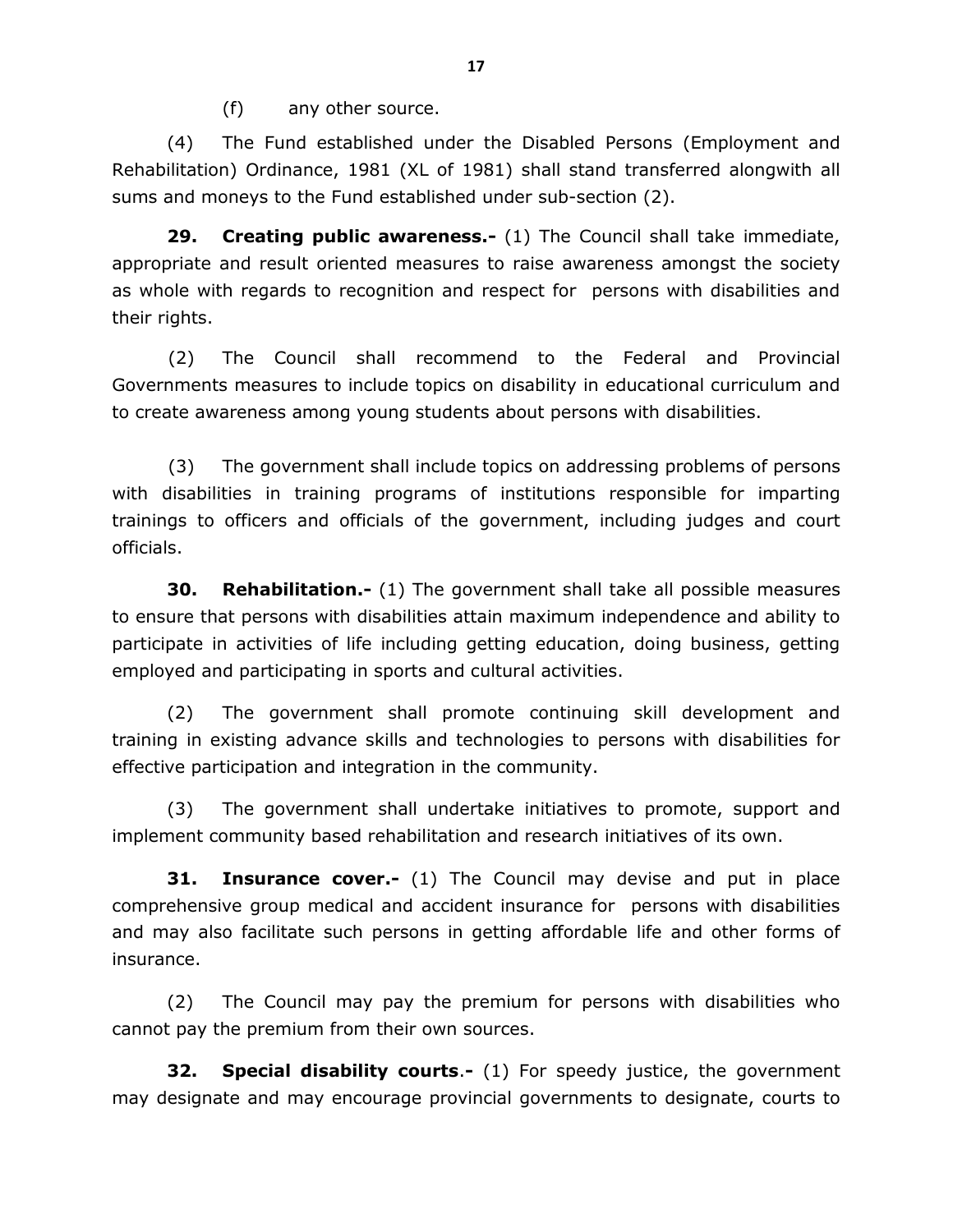(f) any other source.

(4) The Fund established under the Disabled Persons (Employment and Rehabilitation) Ordinance, 1981 (XL of 1981) shall stand transferred alongwith all sums and moneys to the Fund established under sub-section (2).

**29. Creating public awareness.-** (1) The Council shall take immediate, appropriate and result oriented measures to raise awareness amongst the society as whole with regards to recognition and respect for persons with disabilities and their rights.

(2) The Council shall recommend to the Federal and Provincial Governments measures to include topics on disability in educational curriculum and to create awareness among young students about persons with disabilities.

(3) The government shall include topics on addressing problems of persons with disabilities in training programs of institutions responsible for imparting trainings to officers and officials of the government, including judges and court officials.

**30. Rehabilitation.-** (1) The government shall take all possible measures to ensure that persons with disabilities attain maximum independence and ability to participate in activities of life including getting education, doing business, getting employed and participating in sports and cultural activities.

(2) The government shall promote continuing skill development and training in existing advance skills and technologies to persons with disabilities for effective participation and integration in the community.

(3) The government shall undertake initiatives to promote, support and implement community based rehabilitation and research initiatives of its own.

**31. Insurance cover.-** (1) The Council may devise and put in place comprehensive group medical and accident insurance for persons with disabilities and may also facilitate such persons in getting affordable life and other forms of insurance.

(2) The Council may pay the premium for persons with disabilities who cannot pay the premium from their own sources.

**32. Special disability courts.-** (1) For speedy justice, the government may designate and may encourage provincial governments to designate, courts to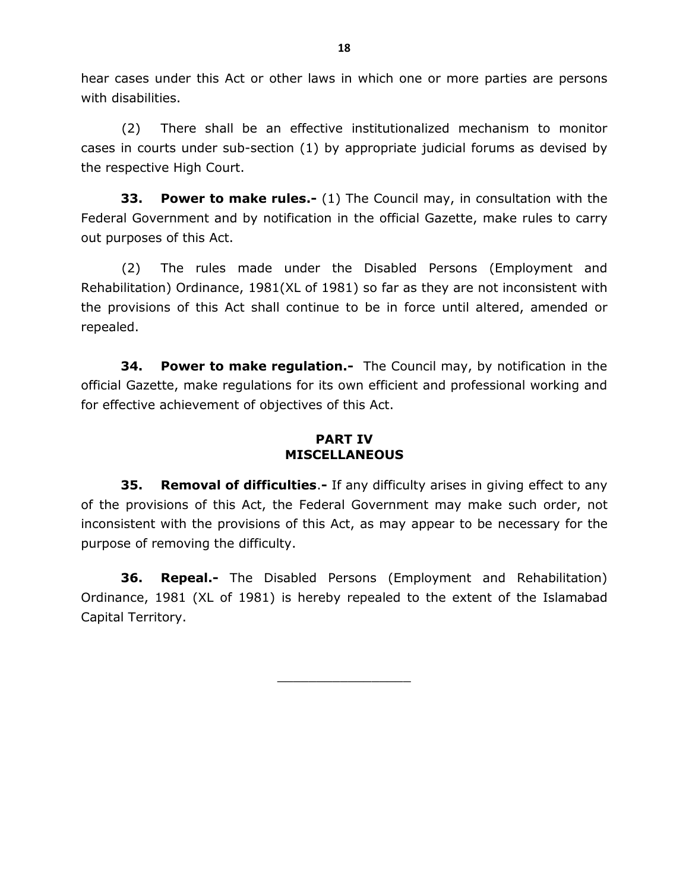hear cases under this Act or other laws in which one or more parties are persons with disabilities.

(2) There shall be an effective institutionalized mechanism to monitor cases in courts under sub-section (1) by appropriate judicial forums as devised by the respective High Court.

**33. Power to make rules.-** (1) The Council may, in consultation with the Federal Government and by notification in the official Gazette, make rules to carry out purposes of this Act.

(2) The rules made under the Disabled Persons (Employment and Rehabilitation) Ordinance, 1981(XL of 1981) so far as they are not inconsistent with the provisions of this Act shall continue to be in force until altered, amended or repealed.

**34. Power to make regulation.-** The Council may, by notification in the official Gazette, make regulations for its own efficient and professional working and for effective achievement of objectives of this Act.

## PART IV
## MISCELLANEOUS

**35. Removal of difficulties.-** If any difficulty arises in giving effect to any of the provisions of this Act, the Federal Government may make such order, not inconsistent with the provisions of this Act, as may appear to be necessary for the purpose of removing the difficulty.

**36. Repeal.-** The Disabled Persons (Employment and Rehabilitation) Ordinance, 1981 (XL of 1981) is hereby repealed to the extent of the Islamabad Capital Territory.

\_\_\_\_\_\_\_\_\_\_\_\_\_\_\_\_\_\_